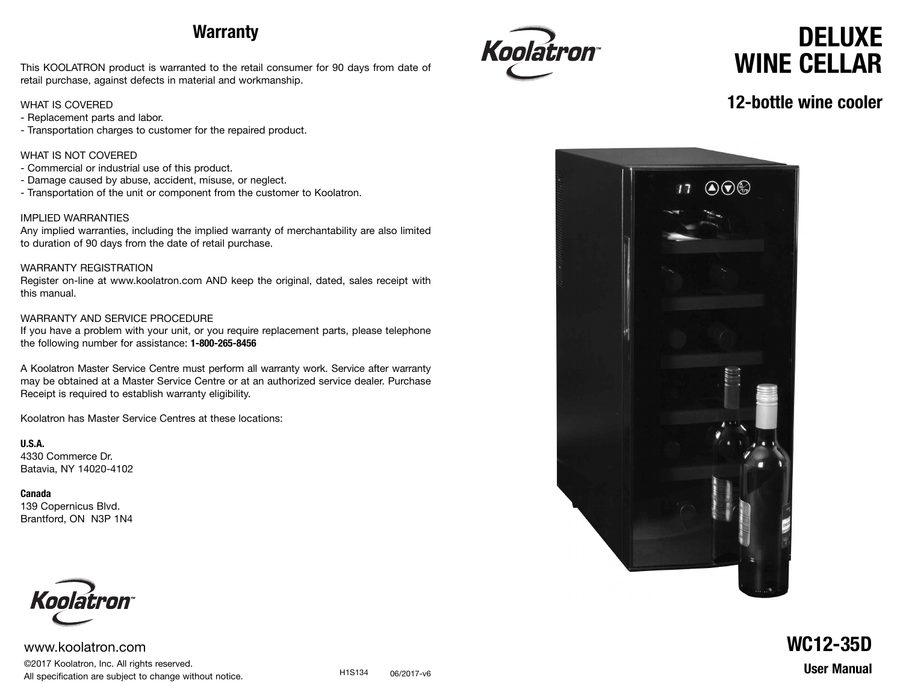## Warranty

This KOOLATRON product is warranted to the retail consumer for 90 days from date of retail purchase, against defects in material and workmanship.

WHAT IS COVERED
- Replacement parts and labor.
- Transportation charges to customer for the repaired product.

WHAT IS NOT COVERED
- Commercial or industrial use of this product.
- Damage caused by abuse, accident, misuse, or neglect.
- Transportation of the unit or component from the customer to Koolatron.

IMPLIED WARRANTIES
Any implied warranties, including the implied warranty of merchantability are also limited to duration of 90 days from the date of retail purchase.

WARRANTY REGISTRATION
Register on-line at www.koolatron.com AND keep the original, dated, sales receipt with this manual.

WARRANTY AND SERVICE PROCEDURE
If you have a problem with your unit, or you require replacement parts, please telephone the following number for assistance: **1-800-265-8456**

A Koolatron Master Service Centre must perform all warranty work. Service after warranty may be obtained at a Master Service Centre or at an authorized service dealer. Purchase Receipt is required to establish warranty eligibility.

Koolatron has Master Service Centres at these locations:

**U.S.A.**
4330 Commerce Dr.
Batavia, NY 14020-4102

**Canada**
139 Copernicus Blvd.
Brantford, ON N3P 1N4

Koolatron™

www.koolatron.com

©2017 Koolatron, Inc. All rights reserved.
All specification are subject to change without notice.

H1S134 06/2017-v6

Koolatron™

# DELUXE WINE CELLAR

## 12-bottle wine cooler

## WC12-35D

**User Manual**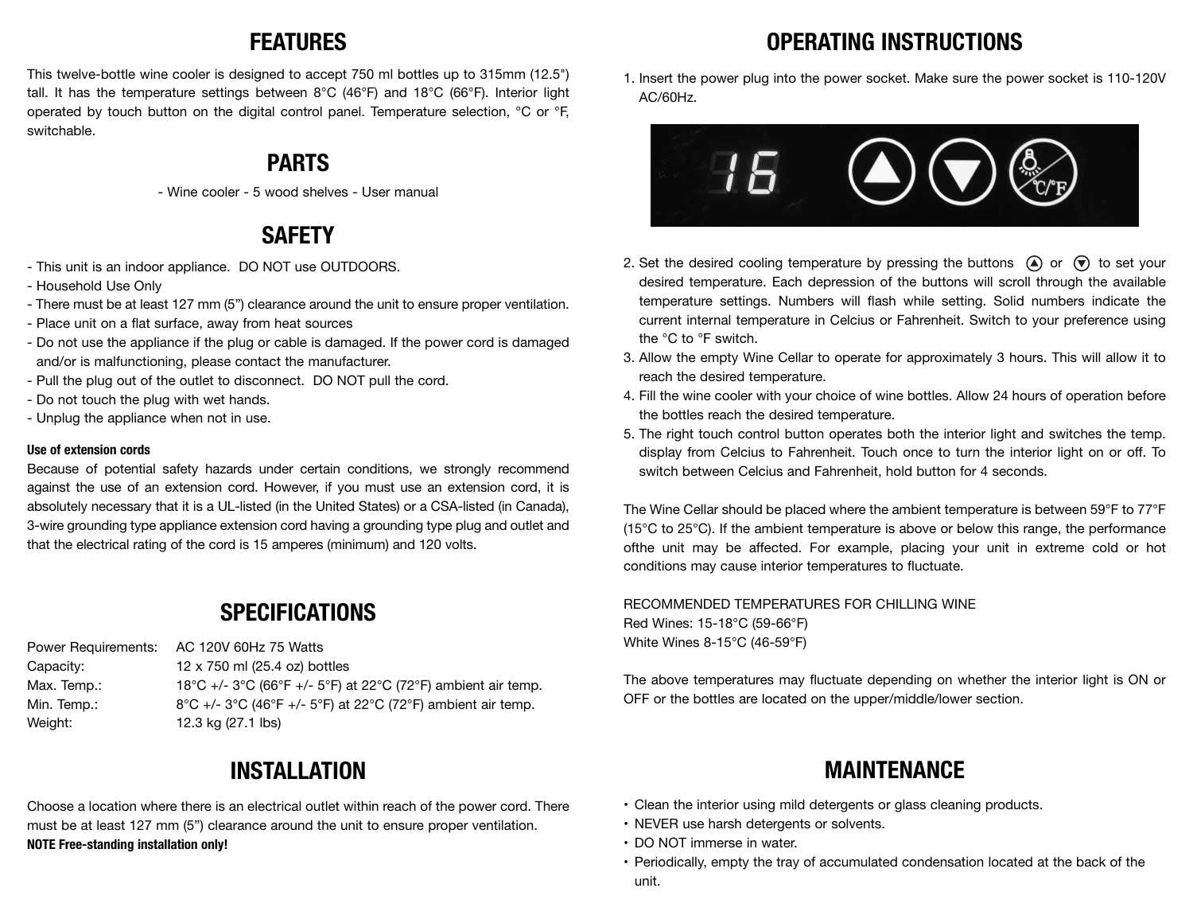## FEATURES

This twelve-bottle wine cooler is designed to accept 750 ml bottles up to 315mm (12.5") tall. It has the temperature settings between 8°C (46°F) and 18°C (66°F). Interior light operated by touch button on the digital control panel. Temperature selection, °C or °F, switchable.

## PARTS

- Wine cooler - 5 wood shelves - User manual

## SAFETY

- This unit is an indoor appliance. DO NOT use OUTDOORS.
- Household Use Only
- There must be at least 127 mm (5") clearance around the unit to ensure proper ventilation.
- Place unit on a flat surface, away from heat sources
- Do not use the appliance if the plug or cable is damaged. If the power cord is damaged and/or is malfunctioning, please contact the manufacturer.
- Pull the plug out of the outlet to disconnect. DO NOT pull the cord.
- Do not touch the plug with wet hands.
- Unplug the appliance when not in use.

**Use of extension cords**

Because of potential safety hazards under certain conditions, we strongly recommend against the use of an extension cord. However, if you must use an extension cord, it is absolutely necessary that it is a UL-listed (in the United States) or a CSA-listed (in Canada), 3-wire grounding type appliance extension cord having a grounding type plug and outlet and that the electrical rating of the cord is 15 amperes (minimum) and 120 volts.

## SPECIFICATIONS

| | |
|---|---|
| Power Requirements: | AC 120V 60Hz 75 Watts |
| Capacity: | 12 x 750 ml (25.4 oz) bottles |
| Max. Temp.: | 18°C +/- 3°C (66°F +/- 5°F) at 22°C (72°F) ambient air temp. |
| Min. Temp.: | 8°C +/- 3°C (46°F +/- 5°F) at 22°C (72°F) ambient air temp. |
| Weight: | 12.3 kg (27.1 lbs) |

## INSTALLATION

Choose a location where there is an electrical outlet within reach of the power cord. There must be at least 127 mm (5") clearance around the unit to ensure proper ventilation.

**NOTE Free-standing installation only!**

## OPERATING INSTRUCTIONS

1. Insert the power plug into the power socket. Make sure the power socket is 110-120V AC/60Hz.

16

°C/°F

2. Set the desired cooling temperature by pressing the buttons ▲ or ▼ to set your desired temperature. Each depression of the buttons will scroll through the available temperature settings. Numbers will flash while setting. Solid numbers indicate the current internal temperature in Celcius or Fahrenheit. Switch to your preference using the °C to °F switch.
3. Allow the empty Wine Cellar to operate for approximately 3 hours. This will allow it to reach the desired temperature.
4. Fill the wine cooler with your choice of wine bottles. Allow 24 hours of operation before the bottles reach the desired temperature.
5. The right touch control button operates both the interior light and switches the temp. display from Celcius to Fahrenheit. Touch once to turn the interior light on or off. To switch between Celcius and Fahrenheit, hold button for 4 seconds.

The Wine Cellar should be placed where the ambient temperature is between 59°F to 77°F (15°C to 25°C). If the ambient temperature is above or below this range, the performance ofthe unit may be affected. For example, placing your unit in extreme cold or hot conditions may cause interior temperatures to fluctuate.

RECOMMENDED TEMPERATURES FOR CHILLING WINE
Red Wines: 15-18°C (59-66°F)
White Wines 8-15°C (46-59°F)

The above temperatures may fluctuate depending on whether the interior light is ON or OFF or the bottles are located on the upper/middle/lower section.

## MAINTENANCE

- Clean the interior using mild detergents or glass cleaning products.
- NEVER use harsh detergents or solvents.
- DO NOT immerse in water.
- Periodically, empty the tray of accumulated condensation located at the back of the unit.